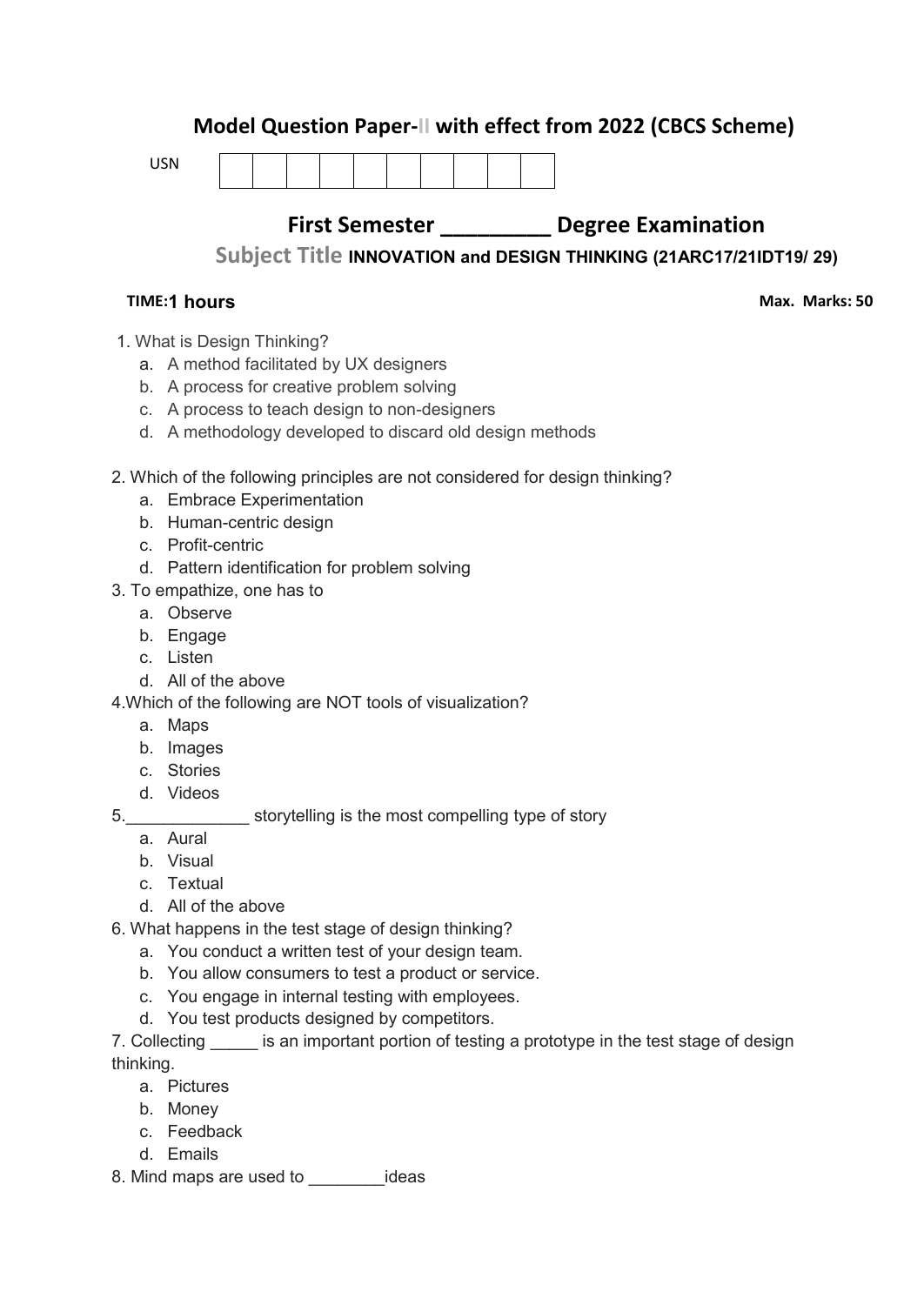# Model Question Paper-II with effect from 2022 (CBCS Scheme)

USN | | | | | | | | | | |

## First Semester _________ Degree Examination

### Subject Title INNOVATION and DESIGN THINKING (21ARC17/21IDT19/ 29)

**TIME: 1 hours** **Max. Marks: 50**

1. What is Design Thinking?
   a. A method facilitated by UX designers
   b. A process for creative problem solving
   c. A process to teach design to non-designers
   d. A methodology developed to discard old design methods

2. Which of the following principles are not considered for design thinking?
   a. Embrace Experimentation
   b. Human-centric design
   c. Profit-centric
   d. Pattern identification for problem solving

3. To empathize, one has to
   a. Observe
   b. Engage
   c. Listen
   d. All of the above

4. Which of the following are NOT tools of visualization?
   a. Maps
   b. Images
   c. Stories
   d. Videos

5. _____________ storytelling is the most compelling type of story
   a. Aural
   b. Visual
   c. Textual
   d. All of the above

6. What happens in the test stage of design thinking?
   a. You conduct a written test of your design team.
   b. You allow consumers to test a product or service.
   c. You engage in internal testing with employees.
   d. You test products designed by competitors.

7. Collecting _____ is an important portion of testing a prototype in the test stage of design thinking.
   a. Pictures
   b. Money
   c. Feedback
   d. Emails

8. Mind maps are used to ________ideas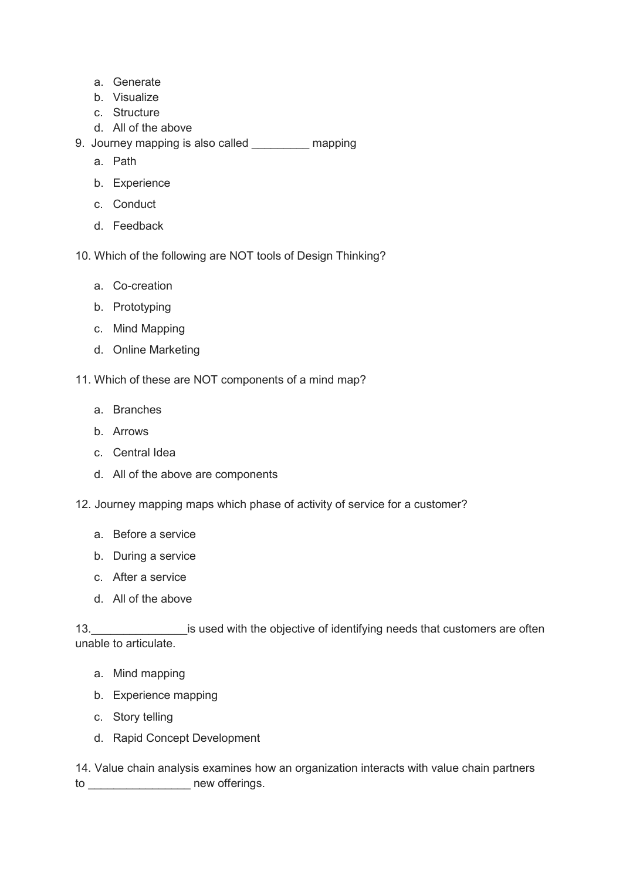a. Generate
   b. Visualize
   c. Structure
   d. All of the above

9. Journey mapping is also called _________ mapping
   a. Path
   b. Experience
   c. Conduct
   d. Feedback

10. Which of the following are NOT tools of Design Thinking?
    a. Co-creation
    b. Prototyping
    c. Mind Mapping
    d. Online Marketing

11. Which of these are NOT components of a mind map?
    a. Branches
    b. Arrows
    c. Central Idea
    d. All of the above are components

12. Journey mapping maps which phase of activity of service for a customer?
    a. Before a service
    b. During a service
    c. After a service
    d. All of the above

13._______________is used with the objective of identifying needs that customers are often unable to articulate.
    a. Mind mapping
    b. Experience mapping
    c. Story telling
    d. Rapid Concept Development

14. Value chain analysis examines how an organization interacts with value chain partners to ________________ new offerings.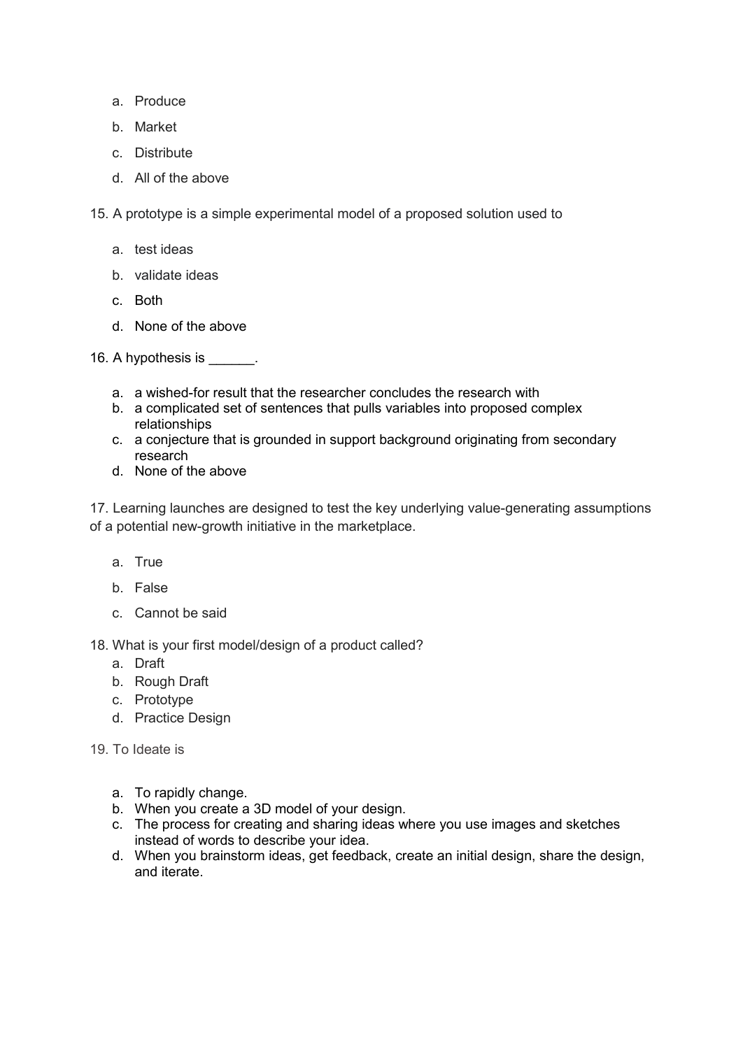a. Produce
b. Market
c. Distribute
d. All of the above

15. A prototype is a simple experimental model of a proposed solution used to

a. test ideas
b. validate ideas
c. Both
d. None of the above

16. A hypothesis is ______.

a. a wished-for result that the researcher concludes the research with
b. a complicated set of sentences that pulls variables into proposed complex relationships
c. a conjecture that is grounded in support background originating from secondary research
d. None of the above

17. Learning launches are designed to test the key underlying value-generating assumptions of a potential new-growth initiative in the marketplace.

a. True
b. False
c. Cannot be said

18. What is your first model/design of a product called?

a. Draft
b. Rough Draft
c. Prototype
d. Practice Design

19. To Ideate is

a. To rapidly change.
b. When you create a 3D model of your design.
c. The process for creating and sharing ideas where you use images and sketches instead of words to describe your idea.
d. When you brainstorm ideas, get feedback, create an initial design, share the design, and iterate.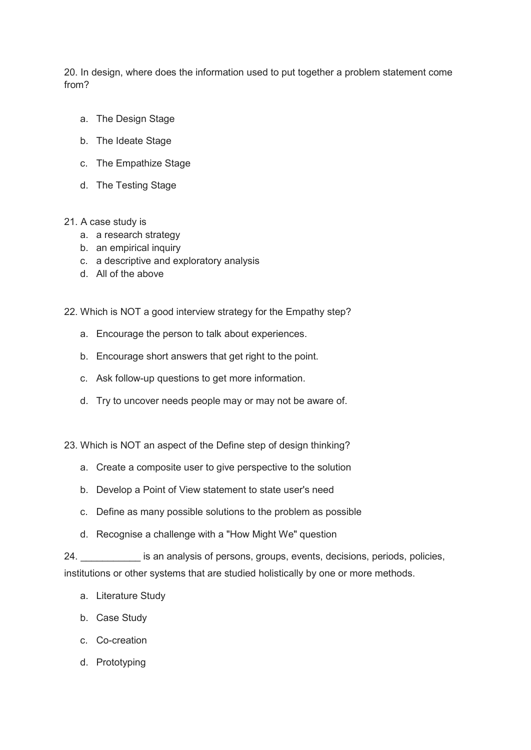20. In design, where does the information used to put together a problem statement come from?

a. The Design Stage

b. The Ideate Stage

c. The Empathize Stage

d. The Testing Stage

21. A case study is

a. a research strategy
b. an empirical inquiry
c. a descriptive and exploratory analysis
d. All of the above

22. Which is NOT a good interview strategy for the Empathy step?

a. Encourage the person to talk about experiences.

b. Encourage short answers that get right to the point.

c. Ask follow-up questions to get more information.

d. Try to uncover needs people may or may not be aware of.

23. Which is NOT an aspect of the Define step of design thinking?

a. Create a composite user to give perspective to the solution

b. Develop a Point of View statement to state user's need

c. Define as many possible solutions to the problem as possible

d. Recognise a challenge with a "How Might We" question

24. ___________ is an analysis of persons, groups, events, decisions, periods, policies, institutions or other systems that are studied holistically by one or more methods.

a. Literature Study

b. Case Study

c. Co-creation

d. Prototyping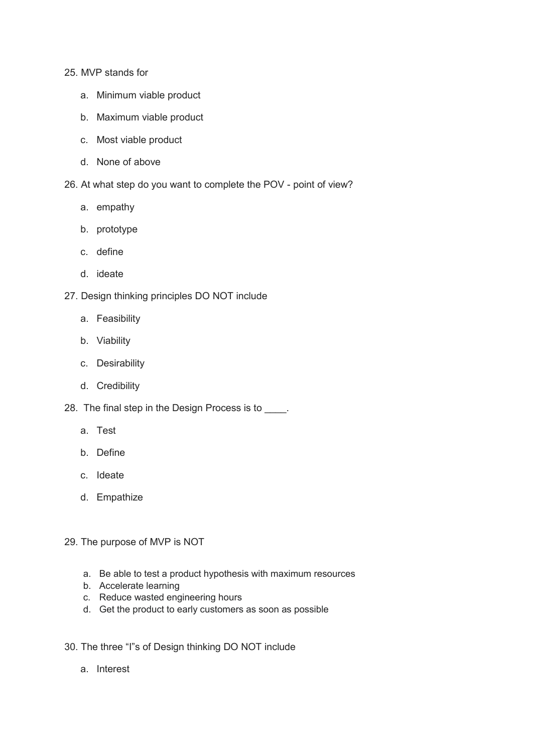25. MVP stands for

    a. Minimum viable product

    b. Maximum viable product

    c. Most viable product

    d. None of above

26. At what step do you want to complete the POV - point of view?

    a. empathy

    b. prototype

    c. define

    d. ideate

27. Design thinking principles DO NOT include

    a. Feasibility

    b. Viability

    c. Desirability

    d. Credibility

28. The final step in the Design Process is to ____.

    a. Test

    b. Define

    c. Ideate

    d. Empathize

29. The purpose of MVP is NOT

    a. Be able to test a product hypothesis with maximum resources
    b. Accelerate learning
    c. Reduce wasted engineering hours
    d. Get the product to early customers as soon as possible

30. The three "I"s of Design thinking DO NOT include

    a. Interest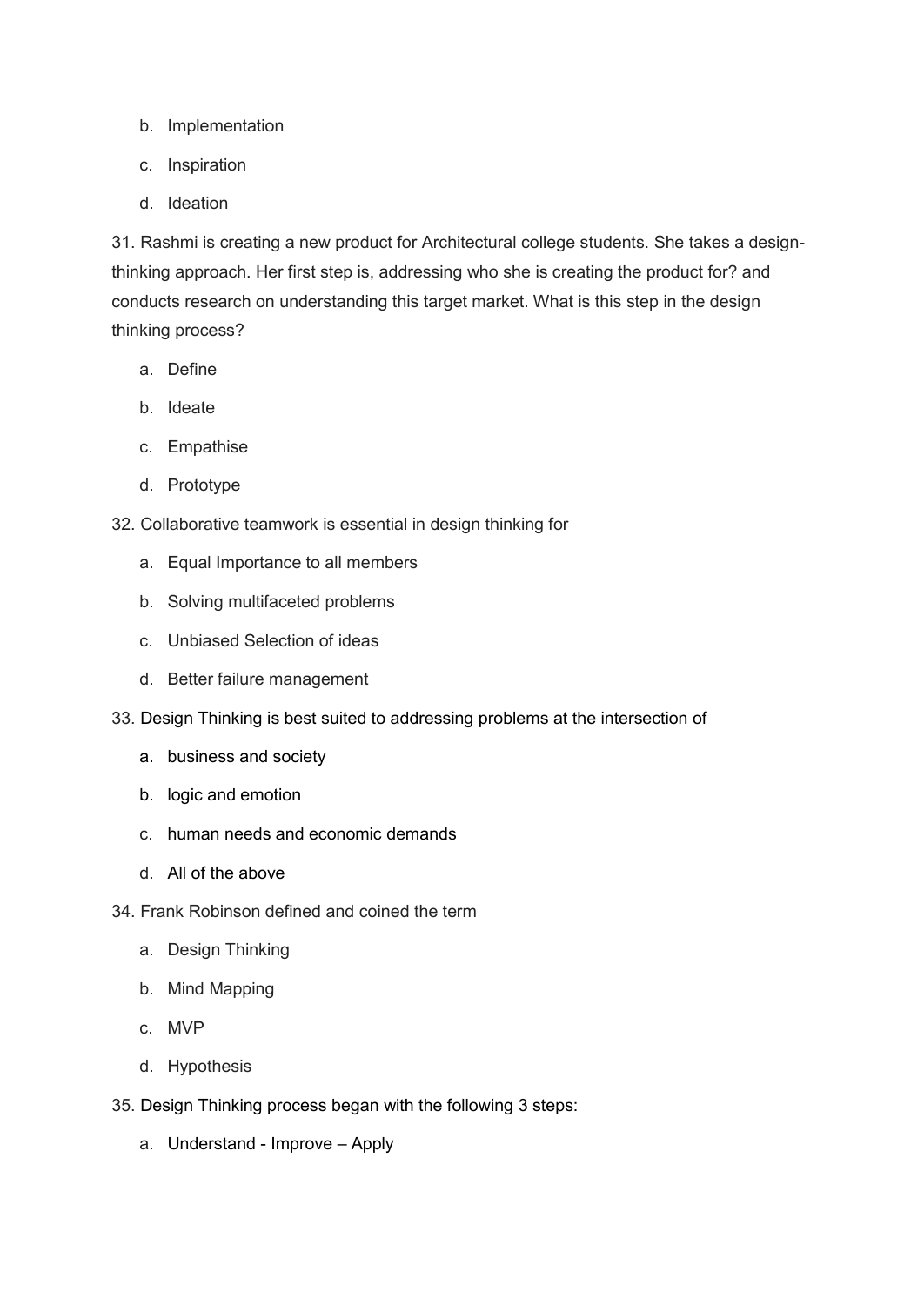b. Implementation

c. Inspiration

d. Ideation

31. Rashmi is creating a new product for Architectural college students. She takes a design-thinking approach. Her first step is, addressing who she is creating the product for? and conducts research on understanding this target market. What is this step in the design thinking process?

a. Define

b. Ideate

c. Empathise

d. Prototype

32. Collaborative teamwork is essential in design thinking for

a. Equal Importance to all members

b. Solving multifaceted problems

c. Unbiased Selection of ideas

d. Better failure management

33. Design Thinking is best suited to addressing problems at the intersection of

a. business and society

b. logic and emotion

c. human needs and economic demands

d. All of the above

34. Frank Robinson defined and coined the term

a. Design Thinking

b. Mind Mapping

c. MVP

d. Hypothesis

35. Design Thinking process began with the following 3 steps:

a. Understand - Improve – Apply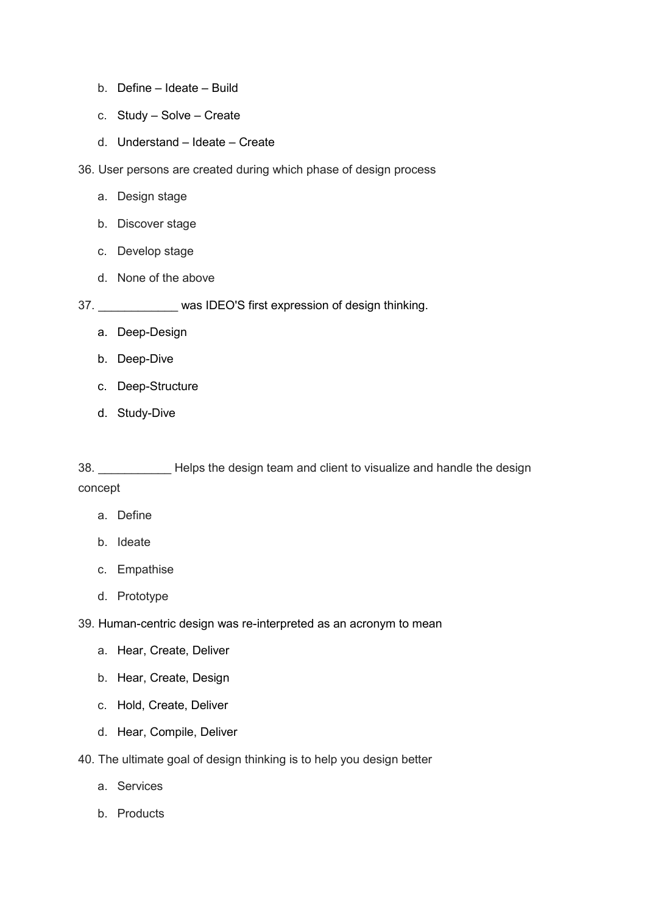b. Define – Ideate – Build

c. Study – Solve – Create

d. Understand – Ideate – Create

36. User persons are created during which phase of design process

a. Design stage

b. Discover stage

c. Develop stage

d. None of the above

37. ____________ was IDEO'S first expression of design thinking.

a. Deep-Design

b. Deep-Dive

c. Deep-Structure

d. Study-Dive

38. ___________ Helps the design team and client to visualize and handle the design concept

a. Define

b. Ideate

c. Empathise

d. Prototype

39. Human-centric design was re-interpreted as an acronym to mean

a. Hear, Create, Deliver

b. Hear, Create, Design

c. Hold, Create, Deliver

d. Hear, Compile, Deliver

40. The ultimate goal of design thinking is to help you design better

a. Services

b. Products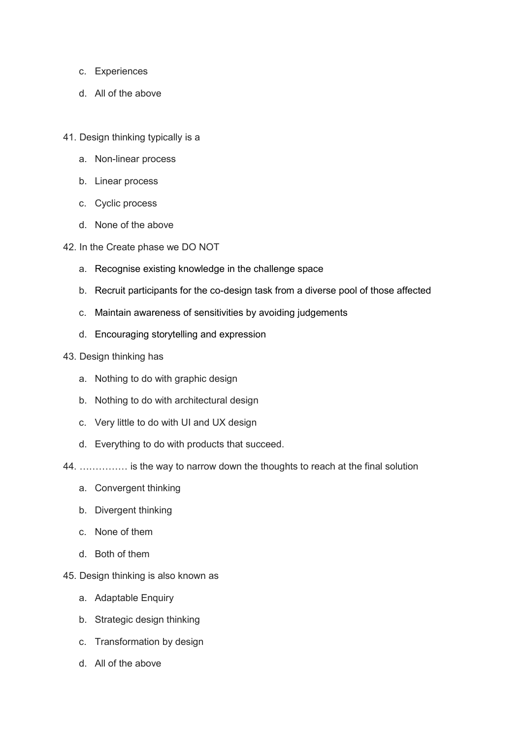c. Experiences

d. All of the above

41. Design thinking typically is a

a. Non-linear process

b. Linear process

c. Cyclic process

d. None of the above

42. In the Create phase we DO NOT

a. Recognise existing knowledge in the challenge space

b. Recruit participants for the co-design task from a diverse pool of those affected

c. Maintain awareness of sensitivities by avoiding judgements

d. Encouraging storytelling and expression

43. Design thinking has

a. Nothing to do with graphic design

b. Nothing to do with architectural design

c. Very little to do with UI and UX design

d. Everything to do with products that succeed.

44. …………… is the way to narrow down the thoughts to reach at the final solution

a. Convergent thinking

b. Divergent thinking

c. None of them

d. Both of them

45. Design thinking is also known as

a. Adaptable Enquiry

b. Strategic design thinking

c. Transformation by design

d. All of the above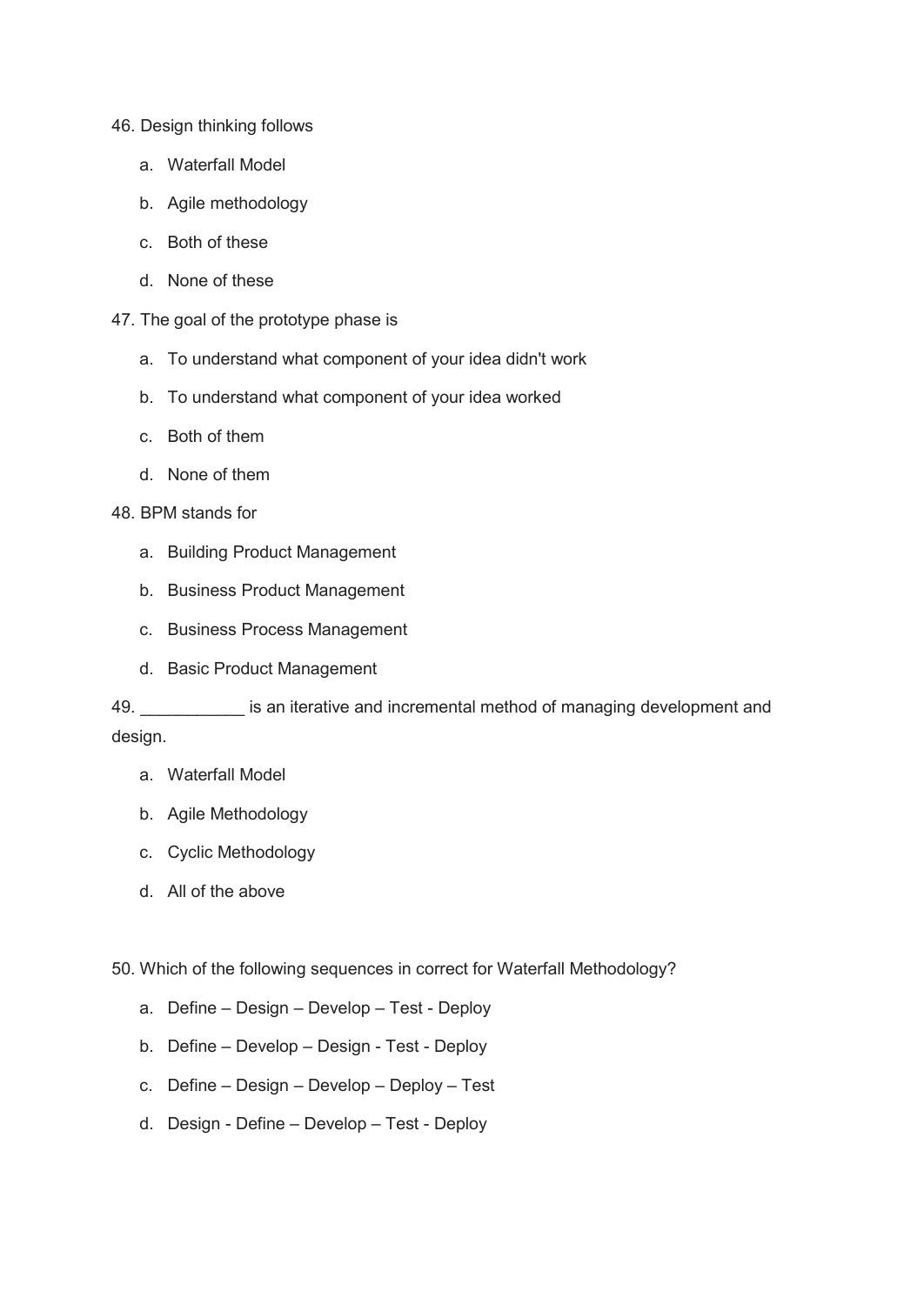46. Design thinking follows

    a. Waterfall Model

    b. Agile methodology

    c. Both of these

    d. None of these

47. The goal of the prototype phase is

    a. To understand what component of your idea didn't work

    b. To understand what component of your idea worked

    c. Both of them

    d. None of them

48. BPM stands for

    a. Building Product Management

    b. Business Product Management

    c. Business Process Management

    d. Basic Product Management

49. ___________ is an iterative and incremental method of managing development and design.

    a. Waterfall Model

    b. Agile Methodology

    c. Cyclic Methodology

    d. All of the above

50. Which of the following sequences in correct for Waterfall Methodology?

    a. Define – Design – Develop – Test - Deploy

    b. Define – Develop – Design - Test - Deploy

    c. Define – Design – Develop – Deploy – Test

    d. Design - Define – Develop – Test - Deploy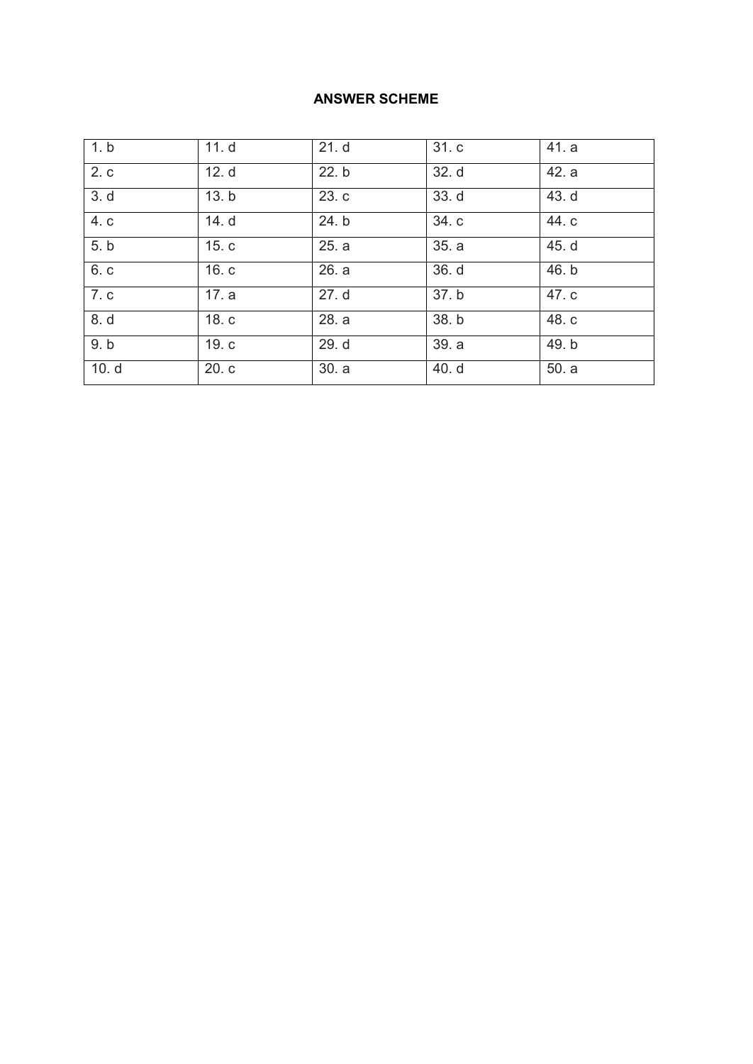**ANSWER SCHEME**

| | | | | |
|---|---|---|---|---|
| 1. b | 11. d | 21. d | 31. c | 41. a |
| 2. c | 12. d | 22. b | 32. d | 42. a |
| 3. d | 13. b | 23. c | 33. d | 43. d |
| 4. c | 14. d | 24. b | 34. c | 44. c |
| 5. b | 15. c | 25. a | 35. a | 45. d |
| 6. c | 16. c | 26. a | 36. d | 46. b |
| 7. c | 17. a | 27. d | 37. b | 47. c |
| 8. d | 18. c | 28. a | 38. b | 48. c |
| 9. b | 19. c | 29. d | 39. a | 49. b |
| 10. d | 20. c | 30. a | 40. d | 50. a |